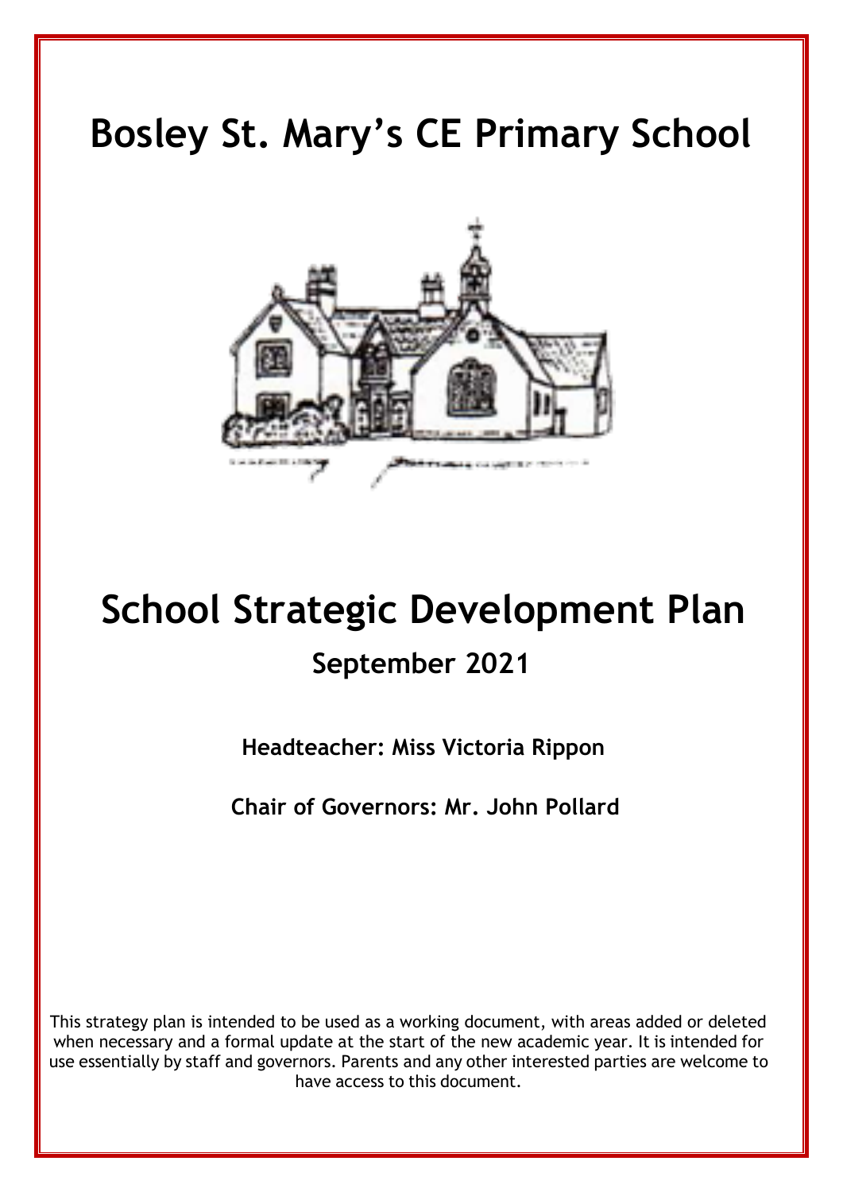# Bosley St. Mary's CE Primary School

# School Strategic Development Plan

## September 2021

**Headteacher: Miss Victoria Rippon**

**Chair of Governors: Mr. John Pollard**

This strategy plan is intended to be used as a working document, with areas added or deleted when necessary and a formal update at the start of the new academic year. It is intended for use essentially by staff and governors. Parents and any other interested parties are welcome to have access to this document.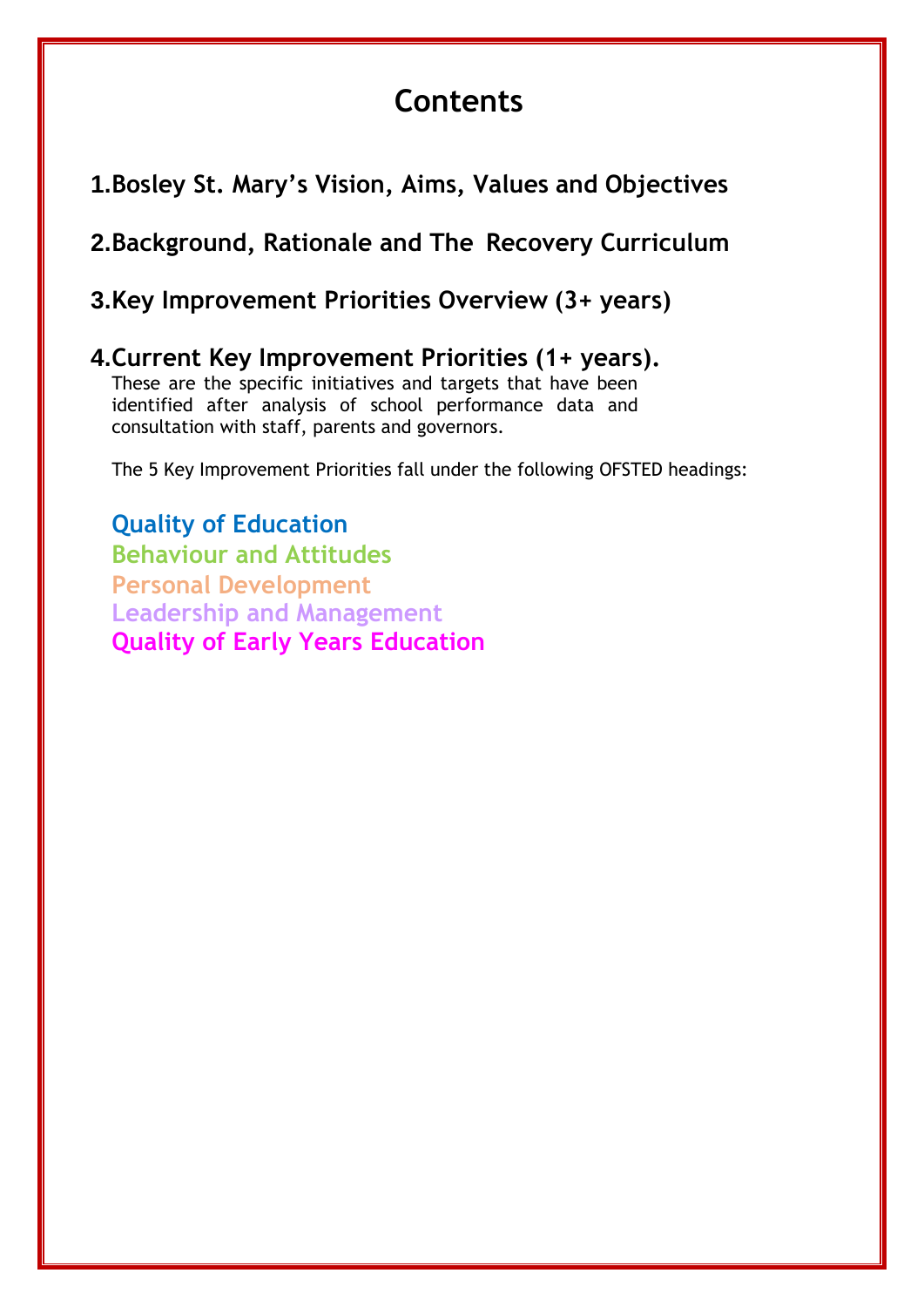# Contents

## 1.Bosley St. Mary's Vision, Aims, Values and Objectives

## 2.Background, Rationale and The Recovery Curriculum

## 3.Key Improvement Priorities Overview (3+ years)

## 4.Current Key Improvement Priorities (1+ years).

These are the specific initiatives and targets that have been identified after analysis of school performance data and consultation with staff, parents and governors.

The 5 Key Improvement Priorities fall under the following OFSTED headings:

**Quality of Education**
**Behaviour and Attitudes**
**Personal Development**
**Leadership and Management**
**Quality of Early Years Education**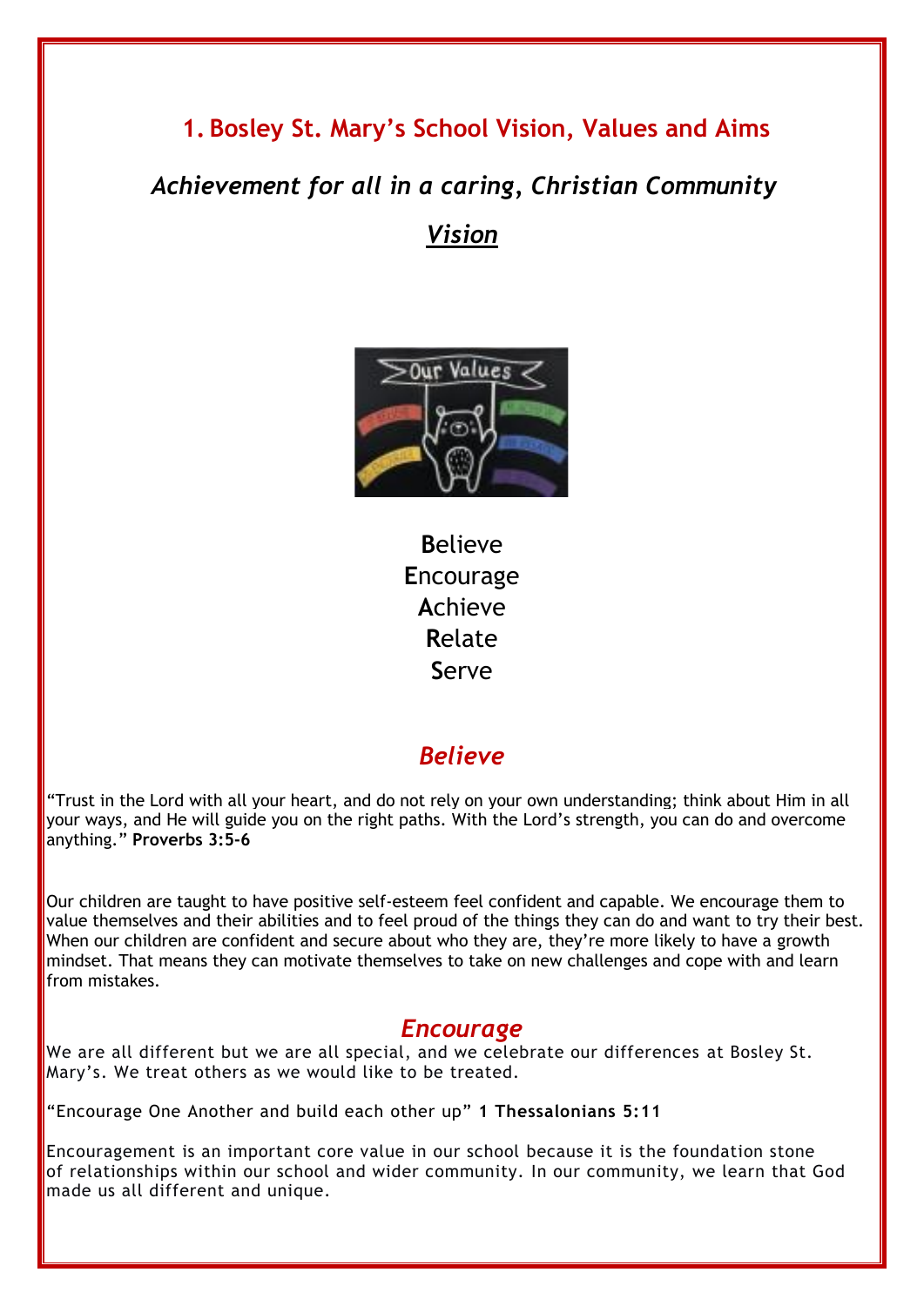# 1. Bosley St. Mary's School Vision, Values and Aims

*Achievement for all in a caring, Christian Community*

## *Vision*

**B**elieve
**E**ncourage
**A**chieve
**R**elate
**S**erve

## *Believe*

"Trust in the Lord with all your heart, and do not rely on your own understanding; think about Him in all your ways, and He will guide you on the right paths. With the Lord's strength, you can do and overcome anything." **Proverbs 3:5-6**

Our children are taught to have positive self-esteem feel confident and capable. We encourage them to value themselves and their abilities and to feel proud of the things they can do and want to try their best. When our children are confident and secure about who they are, they're more likely to have a growth mindset. That means they can motivate themselves to take on new challenges and cope with and learn from mistakes.

## *Encourage*

We are all different but we are all special, and we celebrate our differences at Bosley St. Mary's. We treat others as we would like to be treated.

"Encourage One Another and build each other up" **1 Thessalonians 5:11**

Encouragement is an important core value in our school because it is the foundation stone of relationships within our school and wider community. In our community, we learn that God made us all different and unique.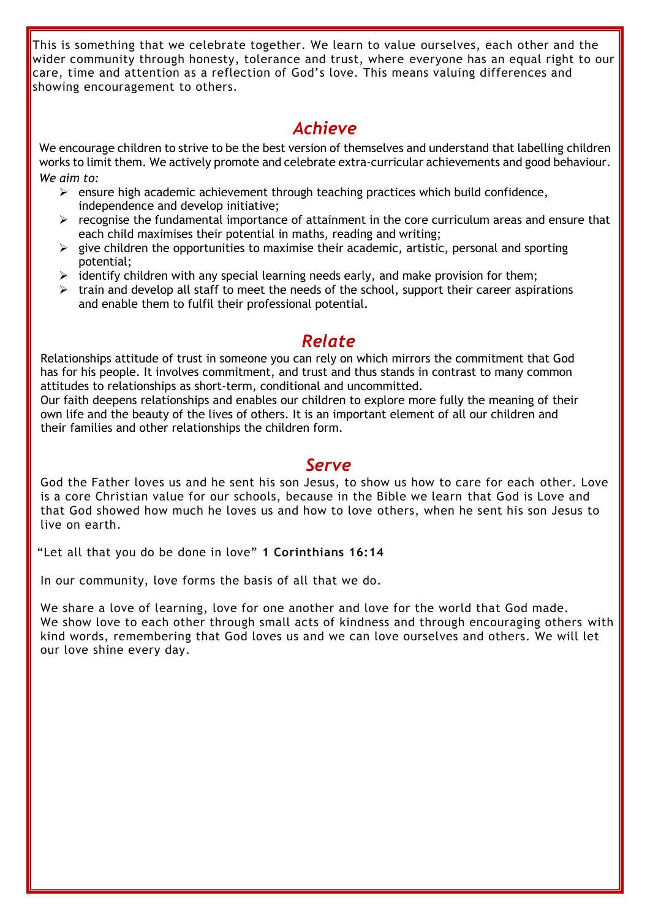This is something that we celebrate together. We learn to value ourselves, each other and the wider community through honesty, tolerance and trust, where everyone has an equal right to our care, time and attention as a reflection of God's love. This means valuing differences and showing encouragement to others.

## *Achieve*

We encourage children to strive to be the best version of themselves and understand that labelling children works to limit them. We actively promote and celebrate extra-curricular achievements and good behaviour.

*We aim to:*

- ensure high academic achievement through teaching practices which build confidence, independence and develop initiative;
- recognise the fundamental importance of attainment in the core curriculum areas and ensure that each child maximises their potential in maths, reading and writing;
- give children the opportunities to maximise their academic, artistic, personal and sporting potential;
- identify children with any special learning needs early, and make provision for them;
- train and develop all staff to meet the needs of the school, support their career aspirations and enable them to fulfil their professional potential.

## *Relate*

Relationships attitude of trust in someone you can rely on which mirrors the commitment that God has for his people. It involves commitment, and trust and thus stands in contrast to many common attitudes to relationships as short-term, conditional and uncommitted.

Our faith deepens relationships and enables our children to explore more fully the meaning of their own life and the beauty of the lives of others. It is an important element of all our children and their families and other relationships the children form.

## *Serve*

God the Father loves us and he sent his son Jesus, to show us how to care for each other. Love is a core Christian value for our schools, because in the Bible we learn that God is Love and that God showed how much he loves us and how to love others, when he sent his son Jesus to live on earth.

"Let all that you do be done in love" **1 Corinthians 16:14**

In our community, love forms the basis of all that we do.

We share a love of learning, love for one another and love for the world that God made. We show love to each other through small acts of kindness and through encouraging others with kind words, remembering that God loves us and we can love ourselves and others. We will let our love shine every day.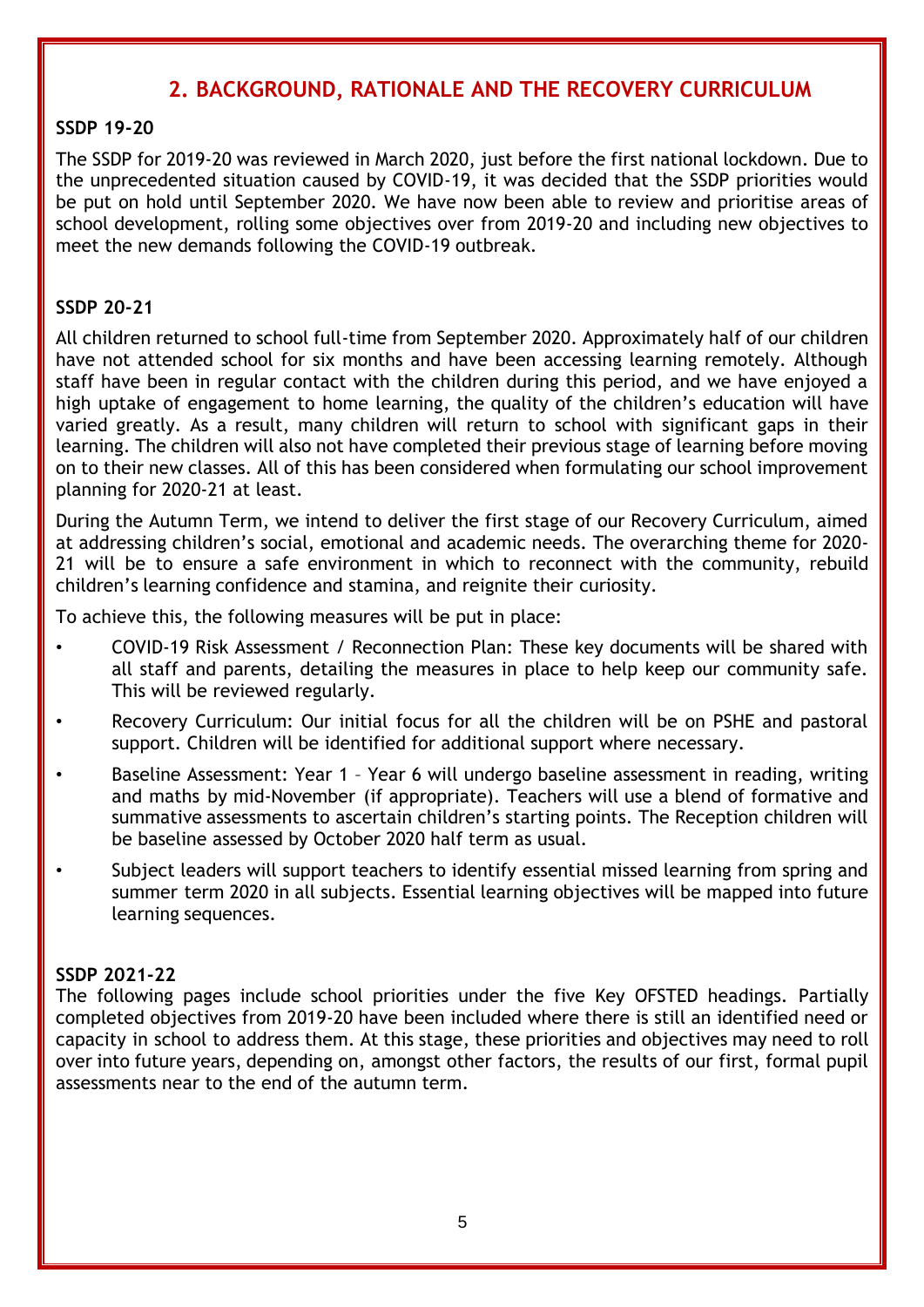## 2. BACKGROUND, RATIONALE AND THE RECOVERY CURRICULUM

**SSDP 19-20**

The SSDP for 2019-20 was reviewed in March 2020, just before the first national lockdown. Due to the unprecedented situation caused by COVID-19, it was decided that the SSDP priorities would be put on hold until September 2020. We have now been able to review and prioritise areas of school development, rolling some objectives over from 2019-20 and including new objectives to meet the new demands following the COVID-19 outbreak.

**SSDP 20-21**

All children returned to school full-time from September 2020. Approximately half of our children have not attended school for six months and have been accessing learning remotely. Although staff have been in regular contact with the children during this period, and we have enjoyed a high uptake of engagement to home learning, the quality of the children's education will have varied greatly. As a result, many children will return to school with significant gaps in their learning. The children will also not have completed their previous stage of learning before moving on to their new classes. All of this has been considered when formulating our school improvement planning for 2020-21 at least.

During the Autumn Term, we intend to deliver the first stage of our Recovery Curriculum, aimed at addressing children's social, emotional and academic needs. The overarching theme for 2020-21 will be to ensure a safe environment in which to reconnect with the community, rebuild children's learning confidence and stamina, and reignite their curiosity.

To achieve this, the following measures will be put in place:

- COVID-19 Risk Assessment / Reconnection Plan: These key documents will be shared with all staff and parents, detailing the measures in place to help keep our community safe. This will be reviewed regularly.
- Recovery Curriculum: Our initial focus for all the children will be on PSHE and pastoral support. Children will be identified for additional support where necessary.
- Baseline Assessment: Year 1 – Year 6 will undergo baseline assessment in reading, writing and maths by mid-November (if appropriate). Teachers will use a blend of formative and summative assessments to ascertain children's starting points. The Reception children will be baseline assessed by October 2020 half term as usual.
- Subject leaders will support teachers to identify essential missed learning from spring and summer term 2020 in all subjects. Essential learning objectives will be mapped into future learning sequences.

**SSDP 2021-22**

The following pages include school priorities under the five Key OFSTED headings. Partially completed objectives from 2019-20 have been included where there is still an identified need or capacity in school to address them. At this stage, these priorities and objectives may need to roll over into future years, depending on, amongst other factors, the results of our first, formal pupil assessments near to the end of the autumn term.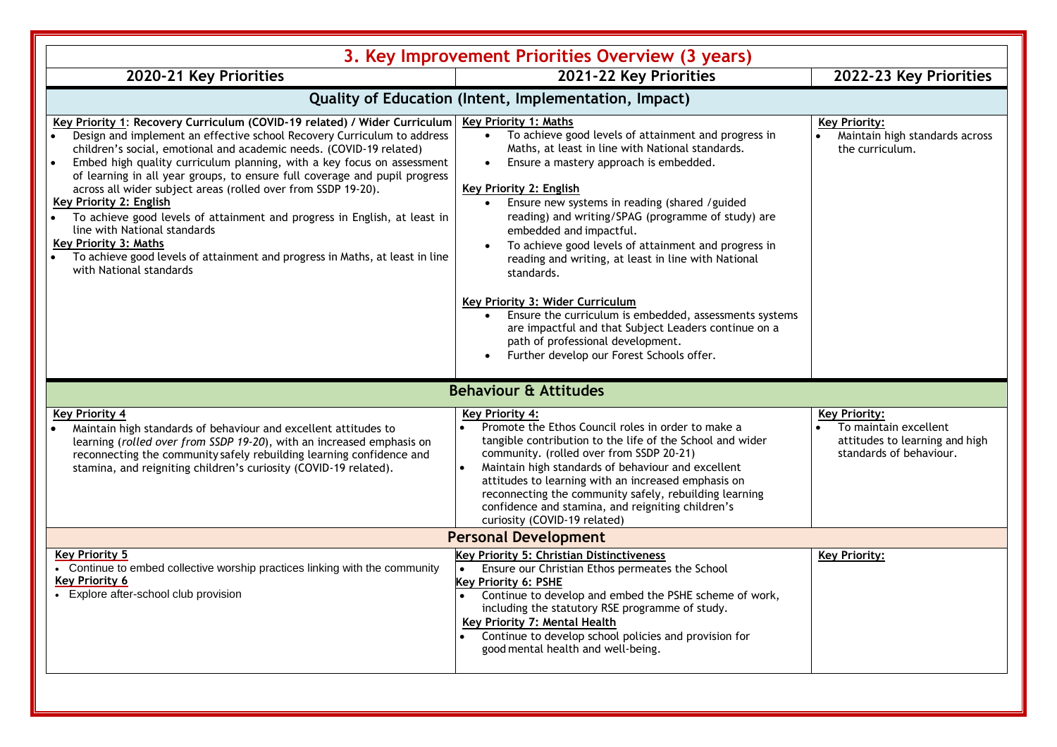# 3. Key Improvement Priorities Overview (3 years)

| 2020-21 Key Priorities | 2021-22 Key Priorities | 2022-23 Key Priorities |
|---|---|---|
| **Quality of Education (Intent, Implementation, Impact)** | | |
| **Key Priority 1: Recovery Curriculum (COVID-19 related) / Wider Curriculum**<br>• Design and implement an effective school Recovery Curriculum to address children's social, emotional and academic needs. (COVID-19 related)<br>• Embed high quality curriculum planning, with a key focus on assessment of learning in all year groups, to ensure full coverage and pupil progress across all wider subject areas (rolled over from SSDP 19-20).<br>**Key Priority 2: English**<br>• To achieve good levels of attainment and progress in English, at least in line with National standards<br>**Key Priority 3: Maths**<br>• To achieve good levels of attainment and progress in Maths, at least in line with National standards | **Key Priority 1: Maths**<br>• To achieve good levels of attainment and progress in Maths, at least in line with National standards.<br>• Ensure a mastery approach is embedded.<br>**Key Priority 2: English**<br>• Ensure new systems in reading (shared /guided reading) and writing/SPAG (programme of study) are embedded and impactful.<br>• To achieve good levels of attainment and progress in reading and writing, at least in line with National standards.<br>**Key Priority 3: Wider Curriculum**<br>• Ensure the curriculum is embedded, assessments systems are impactful and that Subject Leaders continue on a path of professional development.<br>• Further develop our Forest Schools offer. | **Key Priority:**<br>• Maintain high standards across the curriculum. |
| **Behaviour & Attitudes** | | |
| **Key Priority 4**<br>• Maintain high standards of behaviour and excellent attitudes to learning (*rolled over from SSDP 19-20*), with an increased emphasis on reconnecting the community safely rebuilding learning confidence and stamina, and reigniting children's curiosity (COVID-19 related). | **Key Priority 4:**<br>• Promote the Ethos Council roles in order to make a tangible contribution to the life of the School and wider community. (rolled over from SSDP 20-21)<br>• Maintain high standards of behaviour and excellent attitudes to learning with an increased emphasis on reconnecting the community safely, rebuilding learning confidence and stamina, and reigniting children's curiosity (COVID-19 related) | **Key Priority:**<br>• To maintain excellent attitudes to learning and high standards of behaviour. |
| **Personal Development** | | |
| **Key Priority 5**<br>• Continue to embed collective worship practices linking with the community<br>**Key Priority 6**<br>• Explore after-school club provision | **Key Priority 5: Christian Distinctiveness**<br>• Ensure our Christian Ethos permeates the School<br>**Key Priority 6: PSHE**<br>• Continue to develop and embed the PSHE scheme of work, including the statutory RSE programme of study.<br>**Key Priority 7: Mental Health**<br>• Continue to develop school policies and provision for good mental health and well-being. | **Key Priority:** |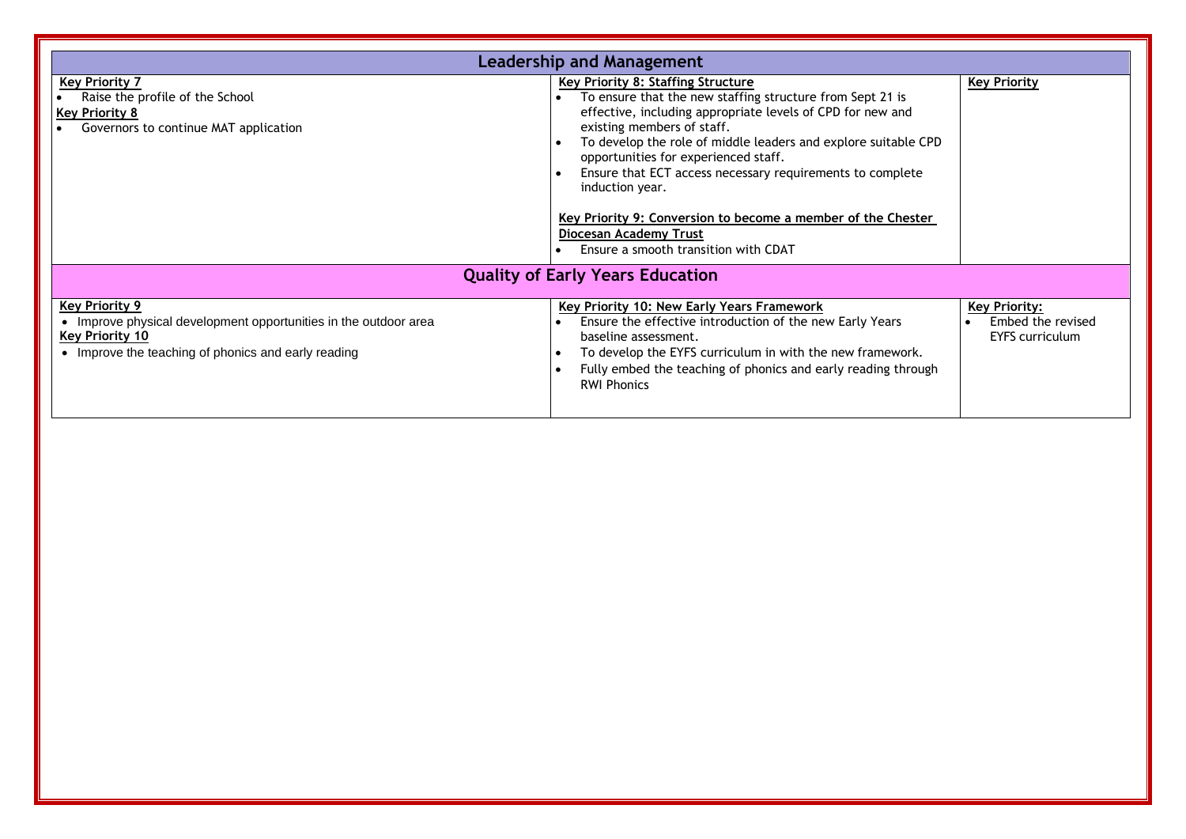| Leadership and Management | | |
|---|---|---|
| **Key Priority 7**<br>• Raise the profile of the School<br>**Key Priority 8**<br>• Governors to continue MAT application | **Key Priority 8: Staffing Structure**<br>• To ensure that the new staffing structure from Sept 21 is effective, including appropriate levels of CPD for new and existing members of staff.<br>• To develop the role of middle leaders and explore suitable CPD opportunities for experienced staff.<br>• Ensure that ECT access necessary requirements to complete induction year.<br><br>**Key Priority 9: Conversion to become a member of the Chester Diocesan Academy Trust**<br>• Ensure a smooth transition with CDAT | **Key Priority** |
| **Quality of Early Years Education** | | |
| **Key Priority 9**<br>• Improve physical development opportunities in the outdoor area<br>**Key Priority 10**<br>• Improve the teaching of phonics and early reading | **Key Priority 10: New Early Years Framework**<br>• Ensure the effective introduction of the new Early Years baseline assessment.<br>• To develop the EYFS curriculum in with the new framework.<br>• Fully embed the teaching of phonics and early reading through RWI Phonics | **Key Priority:**<br>• Embed the revised EYFS curriculum |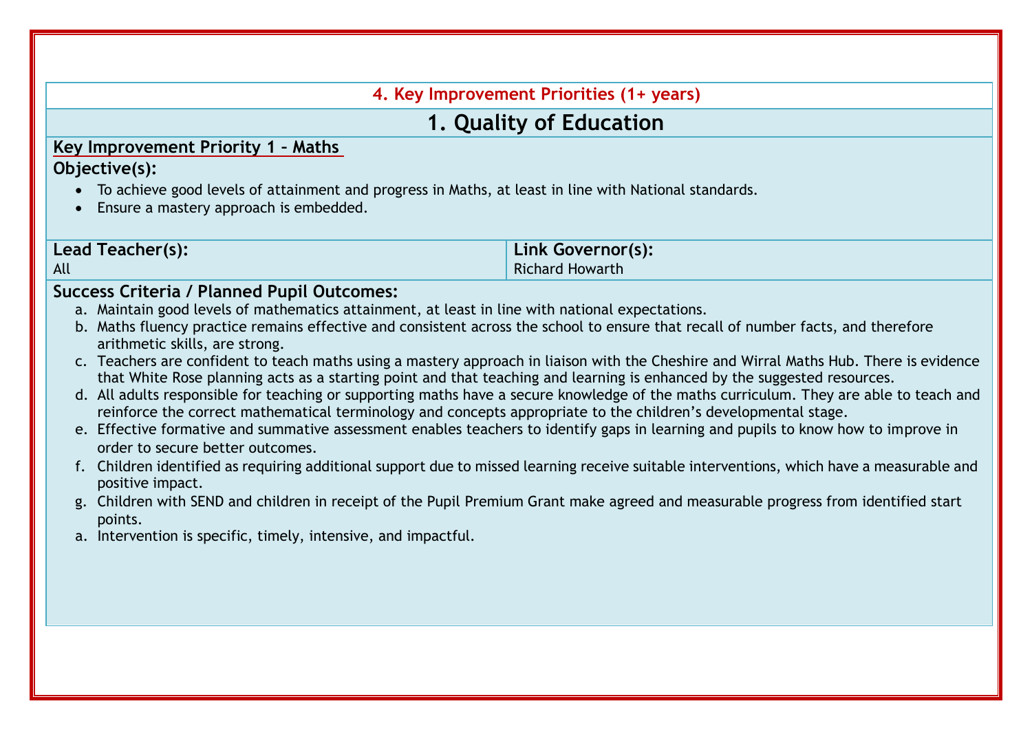## 4. Key Improvement Priorities (1+ years)

## 1. Quality of Education

**Key Improvement Priority 1 – Maths**

**Objective(s):**

- To achieve good levels of attainment and progress in Maths, at least in line with National standards.
- Ensure a mastery approach is embedded.

| **Lead Teacher(s):** | **Link Governor(s):** |
| --- | --- |
| All | Richard Howarth |

**Success Criteria / Planned Pupil Outcomes:**

a. Maintain good levels of mathematics attainment, at least in line with national expectations.
b. Maths fluency practice remains effective and consistent across the school to ensure that recall of number facts, and therefore arithmetic skills, are strong.
c. Teachers are confident to teach maths using a mastery approach in liaison with the Cheshire and Wirral Maths Hub. There is evidence that White Rose planning acts as a starting point and that teaching and learning is enhanced by the suggested resources.
d. All adults responsible for teaching or supporting maths have a secure knowledge of the maths curriculum. They are able to teach and reinforce the correct mathematical terminology and concepts appropriate to the children's developmental stage.
e. Effective formative and summative assessment enables teachers to identify gaps in learning and pupils to know how to improve in order to secure better outcomes.
f. Children identified as requiring additional support due to missed learning receive suitable interventions, which have a measurable and positive impact.
g. Children with SEND and children in receipt of the Pupil Premium Grant make agreed and measurable progress from identified start points.
a. Intervention is specific, timely, intensive, and impactful.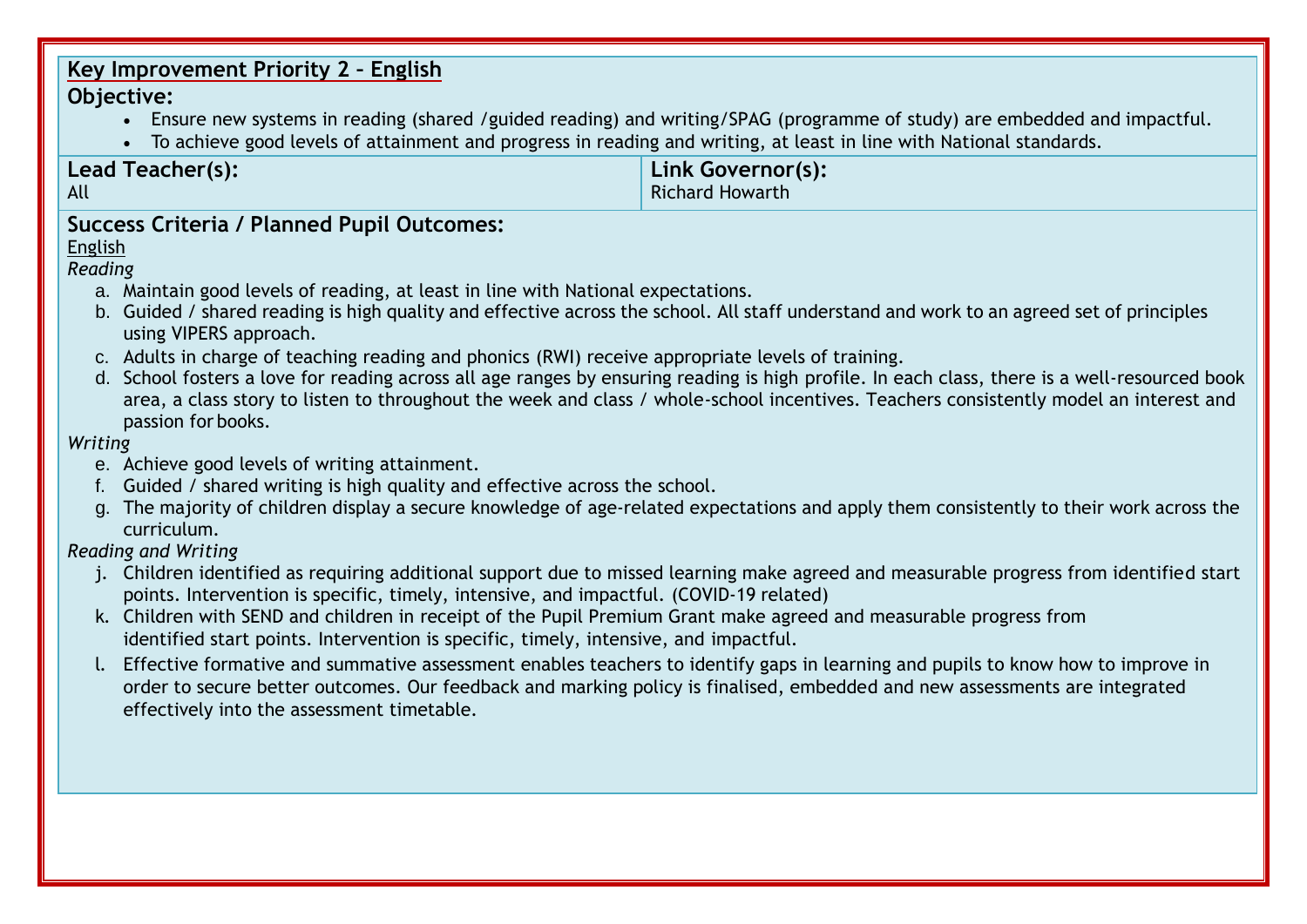## Key Improvement Priority 2 – English

**Objective:**

- Ensure new systems in reading (shared /guided reading) and writing/SPAG (programme of study) are embedded and impactful.
- To achieve good levels of attainment and progress in reading and writing, at least in line with National standards.

| **Lead Teacher(s):** | **Link Governor(s):** |
|---|---|
| All | Richard Howarth |

**Success Criteria / Planned Pupil Outcomes:**

English

*Reading*

a. Maintain good levels of reading, at least in line with National expectations.

b. Guided / shared reading is high quality and effective across the school. All staff understand and work to an agreed set of principles using VIPERS approach.

c. Adults in charge of teaching reading and phonics (RWI) receive appropriate levels of training.

d. School fosters a love for reading across all age ranges by ensuring reading is high profile. In each class, there is a well-resourced book area, a class story to listen to throughout the week and class / whole-school incentives. Teachers consistently model an interest and passion for books.

*Writing*

e. Achieve good levels of writing attainment.

f. Guided / shared writing is high quality and effective across the school.

g. The majority of children display a secure knowledge of age-related expectations and apply them consistently to their work across the curriculum.

*Reading and Writing*

j. Children identified as requiring additional support due to missed learning make agreed and measurable progress from identified start points. Intervention is specific, timely, intensive, and impactful. (COVID-19 related)

k. Children with SEND and children in receipt of the Pupil Premium Grant make agreed and measurable progress from identified start points. Intervention is specific, timely, intensive, and impactful.

l. Effective formative and summative assessment enables teachers to identify gaps in learning and pupils to know how to improve in order to secure better outcomes. Our feedback and marking policy is finalised, embedded and new assessments are integrated effectively into the assessment timetable.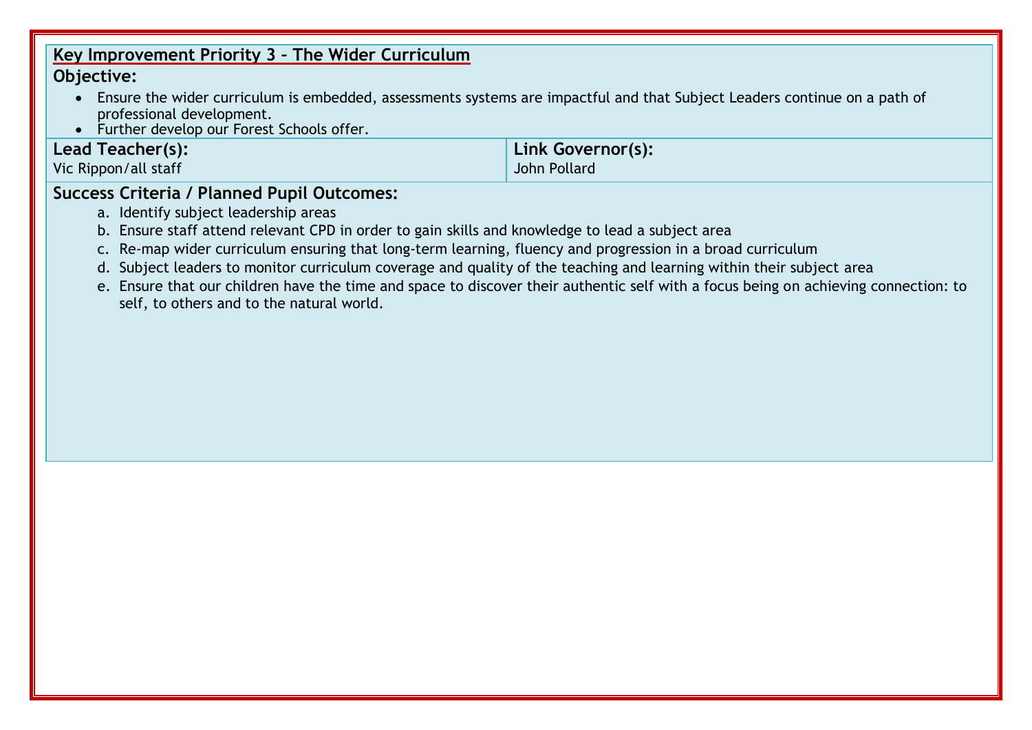## Key Improvement Priority 3 – The Wider Curriculum

**Objective:**

- Ensure the wider curriculum is embedded, assessments systems are impactful and that Subject Leaders continue on a path of professional development.
- Further develop our Forest Schools offer.

| Lead Teacher(s): | Link Governor(s): |
| --- | --- |
| Vic Rippon/all staff | John Pollard |

**Success Criteria / Planned Pupil Outcomes:**

a. Identify subject leadership areas
b. Ensure staff attend relevant CPD in order to gain skills and knowledge to lead a subject area
c. Re-map wider curriculum ensuring that long-term learning, fluency and progression in a broad curriculum
d. Subject leaders to monitor curriculum coverage and quality of the teaching and learning within their subject area
e. Ensure that our children have the time and space to discover their authentic self with a focus being on achieving connection: to self, to others and to the natural world.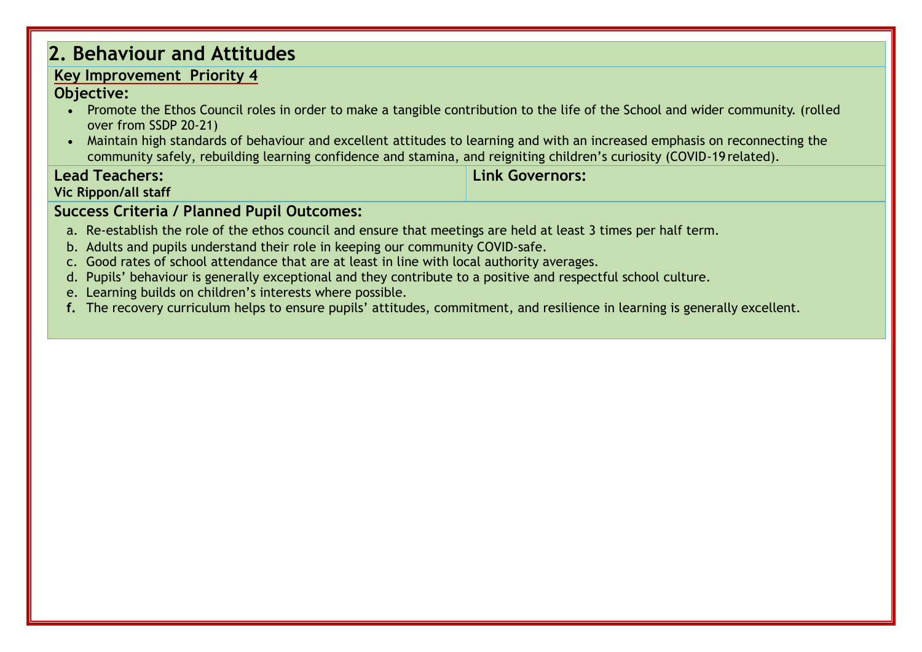## 2. Behaviour and Attitudes

**Key Improvement Priority 4**

**Objective:**

- Promote the Ethos Council roles in order to make a tangible contribution to the life of the School and wider community. (rolled over from SSDP 20-21)
- Maintain high standards of behaviour and excellent attitudes to learning and with an increased emphasis on reconnecting the community safely, rebuilding learning confidence and stamina, and reigniting children's curiosity (COVID-19 related).

| **Lead Teachers:** Vic Rippon/all staff | **Link Governors:** |
|---|---|

**Success Criteria / Planned Pupil Outcomes:**

a. Re-establish the role of the ethos council and ensure that meetings are held at least 3 times per half term.
b. Adults and pupils understand their role in keeping our community COVID-safe.
c. Good rates of school attendance that are at least in line with local authority averages.
d. Pupils' behaviour is generally exceptional and they contribute to a positive and respectful school culture.
e. Learning builds on children's interests where possible.
f. The recovery curriculum helps to ensure pupils' attitudes, commitment, and resilience in learning is generally excellent.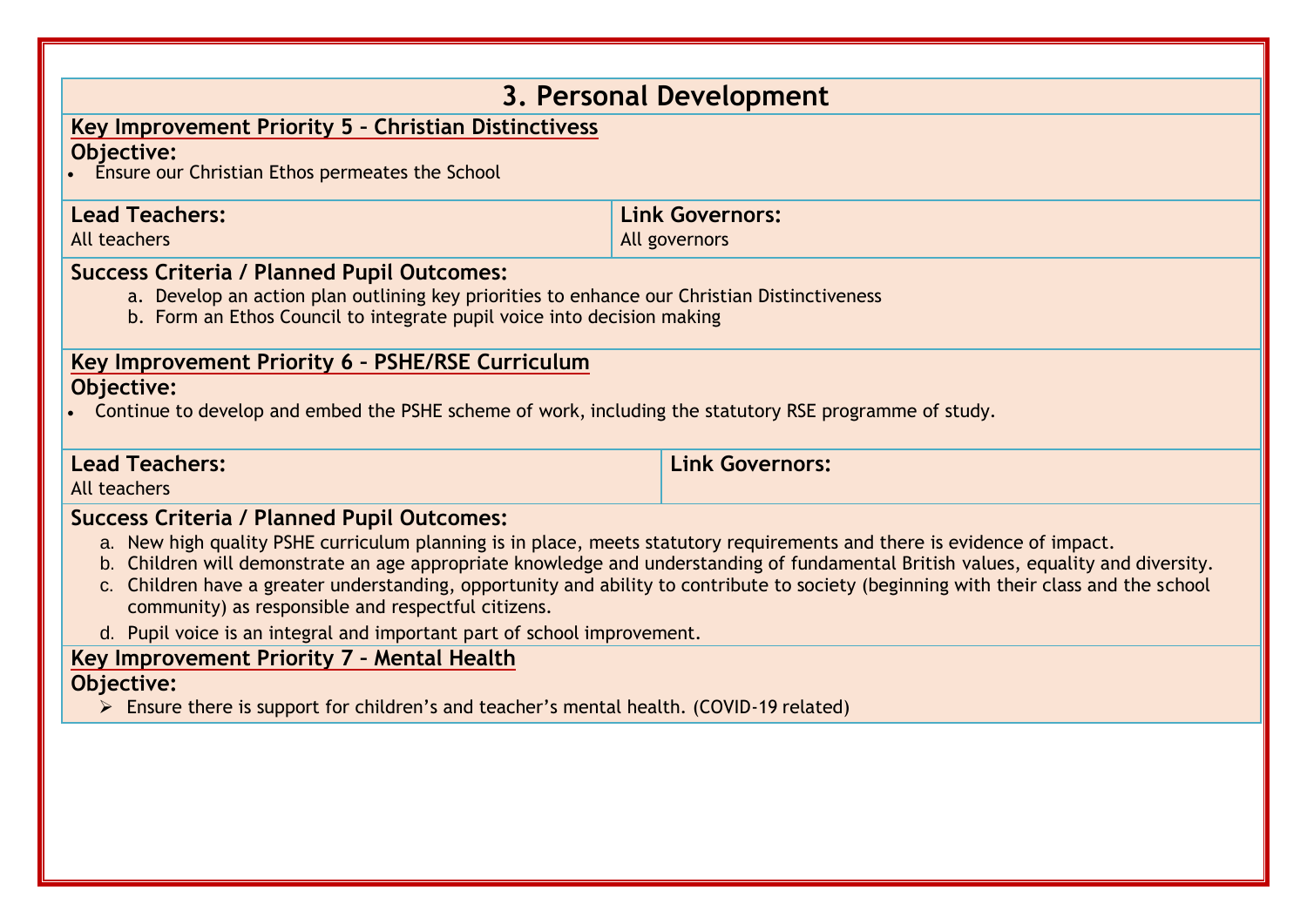# 3. Personal Development

## Key Improvement Priority 5 – Christian Distinctivess

**Objective:**

- Ensure our Christian Ethos permeates the School

| **Lead Teachers:** | **Link Governors:** |
| --- | --- |
| All teachers | All governors |

**Success Criteria / Planned Pupil Outcomes:**

a. Develop an action plan outlining key priorities to enhance our Christian Distinctiveness
b. Form an Ethos Council to integrate pupil voice into decision making

## Key Improvement Priority 6 – PSHE/RSE Curriculum

**Objective:**

- Continue to develop and embed the PSHE scheme of work, including the statutory RSE programme of study.

| **Lead Teachers:** | **Link Governors:** |
| --- | --- |
| All teachers | |

**Success Criteria / Planned Pupil Outcomes:**

a. New high quality PSHE curriculum planning is in place, meets statutory requirements and there is evidence of impact.
b. Children will demonstrate an age appropriate knowledge and understanding of fundamental British values, equality and diversity.
c. Children have a greater understanding, opportunity and ability to contribute to society (beginning with their class and the school community) as responsible and respectful citizens.
d. Pupil voice is an integral and important part of school improvement.

## Key Improvement Priority 7 – Mental Health

**Objective:**

- Ensure there is support for children's and teacher's mental health. (COVID-19 related)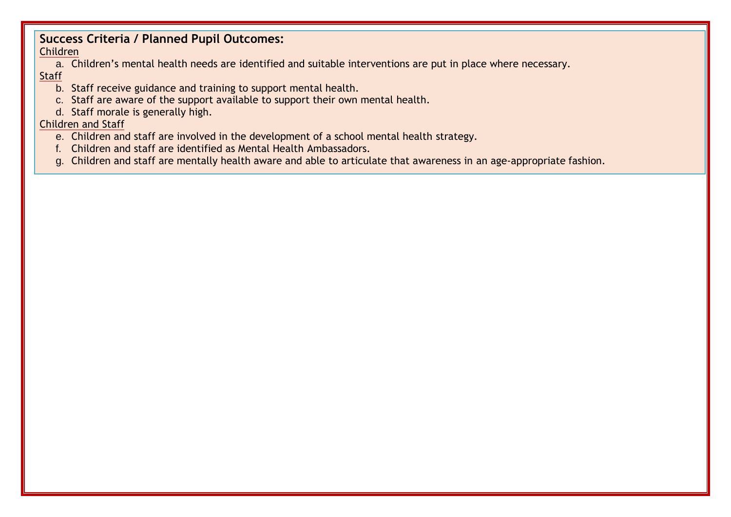**Success Criteria / Planned Pupil Outcomes:**

Children

a. Children's mental health needs are identified and suitable interventions are put in place where necessary.

Staff

b. Staff receive guidance and training to support mental health.
c. Staff are aware of the support available to support their own mental health.
d. Staff morale is generally high.

Children and Staff

e. Children and staff are involved in the development of a school mental health strategy.
f. Children and staff are identified as Mental Health Ambassadors.
g. Children and staff are mentally health aware and able to articulate that awareness in an age-appropriate fashion.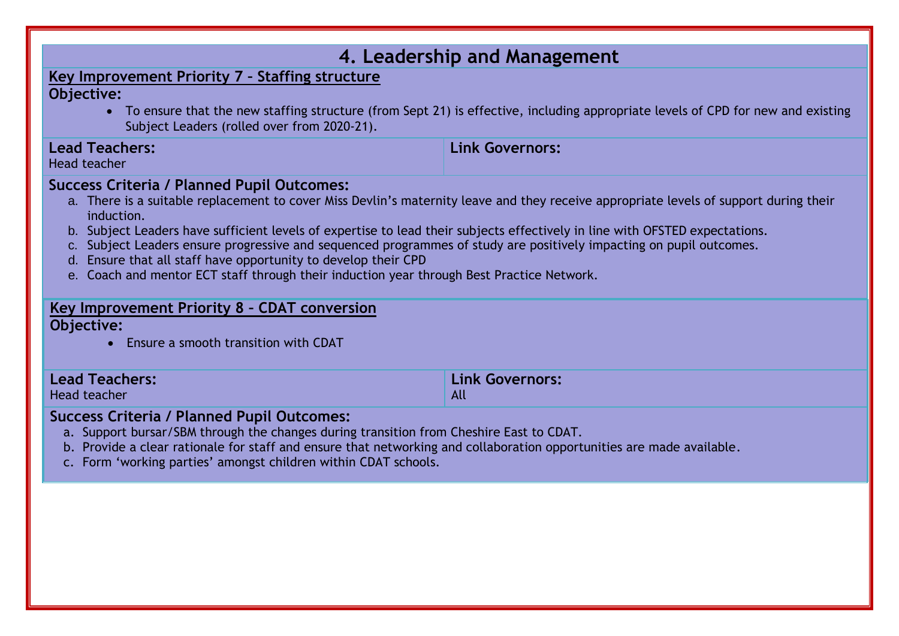# 4. Leadership and Management

## Key Improvement Priority 7 – Staffing structure

**Objective:**

- To ensure that the new staffing structure (from Sept 21) is effective, including appropriate levels of CPD for new and existing Subject Leaders (rolled over from 2020-21).

| **Lead Teachers:** | **Link Governors:** |
| --- | --- |
| Head teacher | |

**Success Criteria / Planned Pupil Outcomes:**

a. There is a suitable replacement to cover Miss Devlin's maternity leave and they receive appropriate levels of support during their induction.
b. Subject Leaders have sufficient levels of expertise to lead their subjects effectively in line with OFSTED expectations.
c. Subject Leaders ensure progressive and sequenced programmes of study are positively impacting on pupil outcomes.
d. Ensure that all staff have opportunity to develop their CPD
e. Coach and mentor ECT staff through their induction year through Best Practice Network.

## Key Improvement Priority 8 – CDAT conversion

**Objective:**

- Ensure a smooth transition with CDAT

| **Lead Teachers:** | **Link Governors:** |
| --- | --- |
| Head teacher | All |

**Success Criteria / Planned Pupil Outcomes:**

a. Support bursar/SBM through the changes during transition from Cheshire East to CDAT.
b. Provide a clear rationale for staff and ensure that networking and collaboration opportunities are made available.
c. Form 'working parties' amongst children within CDAT schools.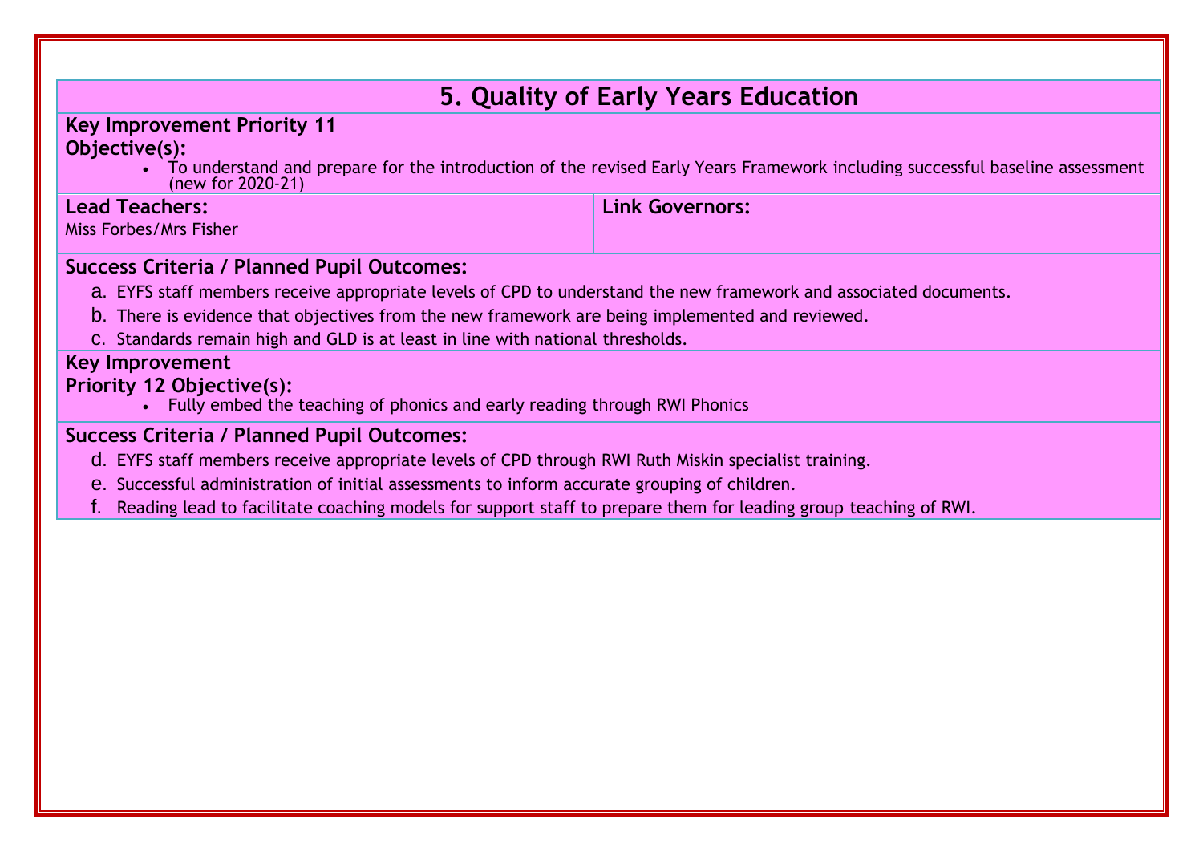## 5. Quality of Early Years Education

**Key Improvement Priority 11**

**Objective(s):**

- To understand and prepare for the introduction of the revised Early Years Framework including successful baseline assessment (new for 2020-21)

| **Lead Teachers:** | **Link Governors:** |
|---|---|
| Miss Forbes/Mrs Fisher | |

**Success Criteria / Planned Pupil Outcomes:**

a. EYFS staff members receive appropriate levels of CPD to understand the new framework and associated documents.
b. There is evidence that objectives from the new framework are being implemented and reviewed.
c. Standards remain high and GLD is at least in line with national thresholds.

**Key Improvement Priority 12 Objective(s):**

- Fully embed the teaching of phonics and early reading through RWI Phonics

**Success Criteria / Planned Pupil Outcomes:**

d. EYFS staff members receive appropriate levels of CPD through RWI Ruth Miskin specialist training.
e. Successful administration of initial assessments to inform accurate grouping of children.
f. Reading lead to facilitate coaching models for support staff to prepare them for leading group teaching of RWI.